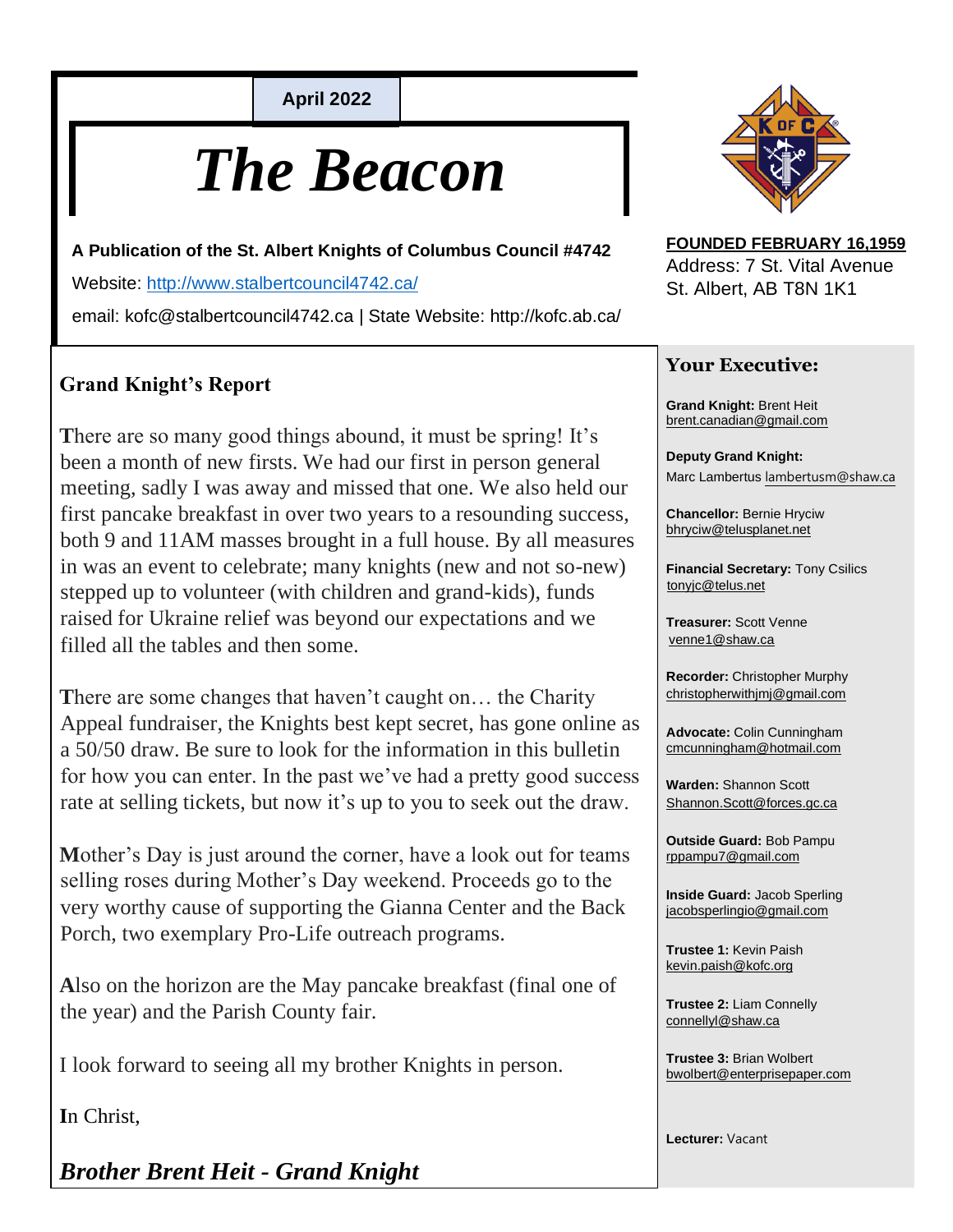April 2022

# The Beacon

**A Publication of the St. Albert Knights of Columbus Council #4742**

Website: http://www.stalbertcouncil4742.ca/

email: kofc@stalbertcouncil4742.ca | State Website: http://kofc.ab.ca/

**FOUNDED FEBRUARY 16,1959**
Address: 7 St. Vital Avenue
St. Albert, AB T8N 1K1

## Grand Knight's Report

There are so many good things abound, it must be spring! It's been a month of new firsts. We had our first in person general meeting, sadly I was away and missed that one. We also held our first pancake breakfast in over two years to a resounding success, both 9 and 11AM masses brought in a full house. By all measures in was an event to celebrate; many knights (new and not so-new) stepped up to volunteer (with children and grand-kids), funds raised for Ukraine relief was beyond our expectations and we filled all the tables and then some.

There are some changes that haven't caught on… the Charity Appeal fundraiser, the Knights best kept secret, has gone online as a 50/50 draw. Be sure to look for the information in this bulletin for how you can enter. In the past we've had a pretty good success rate at selling tickets, but now it's up to you to seek out the draw.

Mother's Day is just around the corner, have a look out for teams selling roses during Mother's Day weekend. Proceeds go to the very worthy cause of supporting the Gianna Center and the Back Porch, two exemplary Pro-Life outreach programs.

Also on the horizon are the May pancake breakfast (final one of the year) and the Parish County fair.

I look forward to seeing all my brother Knights in person.

In Christ,

***Brother Brent Heit - Grand Knight***

## Your Executive:

**Grand Knight:** Brent Heit
brent.canadian@gmail.com

**Deputy Grand Knight:**
Marc Lambertus lambertusm@shaw.ca

**Chancellor:** Bernie Hryciw
bhryciw@telusplanet.net

**Financial Secretary:** Tony Csilics
tonyjc@telus.net

**Treasurer:** Scott Venne
venne1@shaw.ca

**Recorder:** Christopher Murphy
christopherwithjmj@gmail.com

**Advocate:** Colin Cunningham
cmcunningham@hotmail.com

**Warden:** Shannon Scott
Shannon.Scott@forces.gc.ca

**Outside Guard:** Bob Pampu
rppampu7@gmail.com

**Inside Guard:** Jacob Sperling
jacobsperlingio@gmail.com

**Trustee 1:** Kevin Paish
kevin.paish@kofc.org

**Trustee 2:** Liam Connelly
connellyl@shaw.ca

**Trustee 3:** Brian Wolbert
bwolbert@enterprisepaper.com

**Lecturer:** Vacant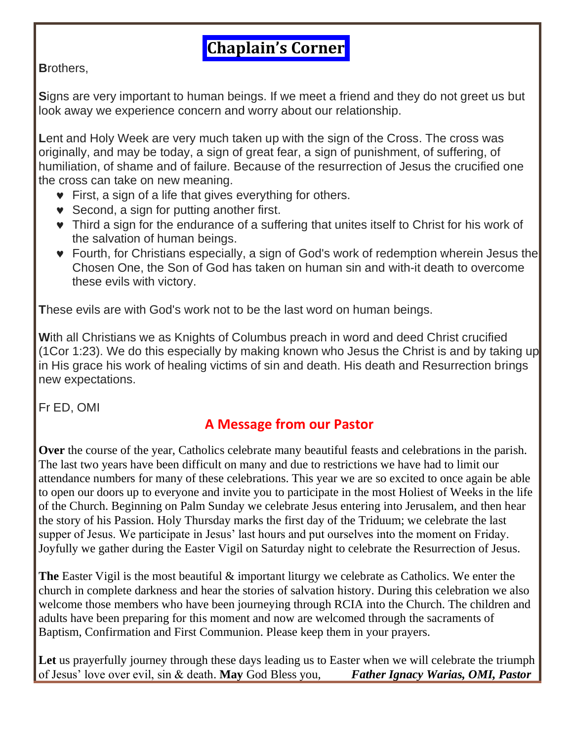# Chaplain's Corner

**B**rothers,

**S**igns are very important to human beings. If we meet a friend and they do not greet us but look away we experience concern and worry about our relationship.

**L**ent and Holy Week are very much taken up with the sign of the Cross. The cross was originally, and may be today, a sign of great fear, a sign of punishment, of suffering, of humiliation, of shame and of failure. Because of the resurrection of Jesus the crucified one the cross can take on new meaning.

- First, a sign of a life that gives everything for others.
- Second, a sign for putting another first.
- Third a sign for the endurance of a suffering that unites itself to Christ for his work of the salvation of human beings.
- Fourth, for Christians especially, a sign of God's work of redemption wherein Jesus the Chosen One, the Son of God has taken on human sin and with-it death to overcome these evils with victory.

**T**hese evils are with God's work not to be the last word on human beings.

**W**ith all Christians we as Knights of Columbus preach in word and deed Christ crucified (1Cor 1:23). We do this especially by making known who Jesus the Christ is and by taking up in His grace his work of healing victims of sin and death. His death and Resurrection brings new expectations.

Fr ED, OMI

## A Message from our Pastor

**Over** the course of the year, Catholics celebrate many beautiful feasts and celebrations in the parish. The last two years have been difficult on many and due to restrictions we have had to limit our attendance numbers for many of these celebrations. This year we are so excited to once again be able to open our doors up to everyone and invite you to participate in the most Holiest of Weeks in the life of the Church. Beginning on Palm Sunday we celebrate Jesus entering into Jerusalem, and then hear the story of his Passion. Holy Thursday marks the first day of the Triduum; we celebrate the last supper of Jesus. We participate in Jesus' last hours and put ourselves into the moment on Friday. Joyfully we gather during the Easter Vigil on Saturday night to celebrate the Resurrection of Jesus.

**The** Easter Vigil is the most beautiful & important liturgy we celebrate as Catholics. We enter the church in complete darkness and hear the stories of salvation history. During this celebration we also welcome those members who have been journeying through RCIA into the Church. The children and adults have been preparing for this moment and now are welcomed through the sacraments of Baptism, Confirmation and First Communion. Please keep them in your prayers.

**Let** us prayerfully journey through these days leading us to Easter when we will celebrate the triumph of Jesus' love over evil, sin & death. **May** God Bless you, ***Father Ignacy Warias, OMI, Pastor***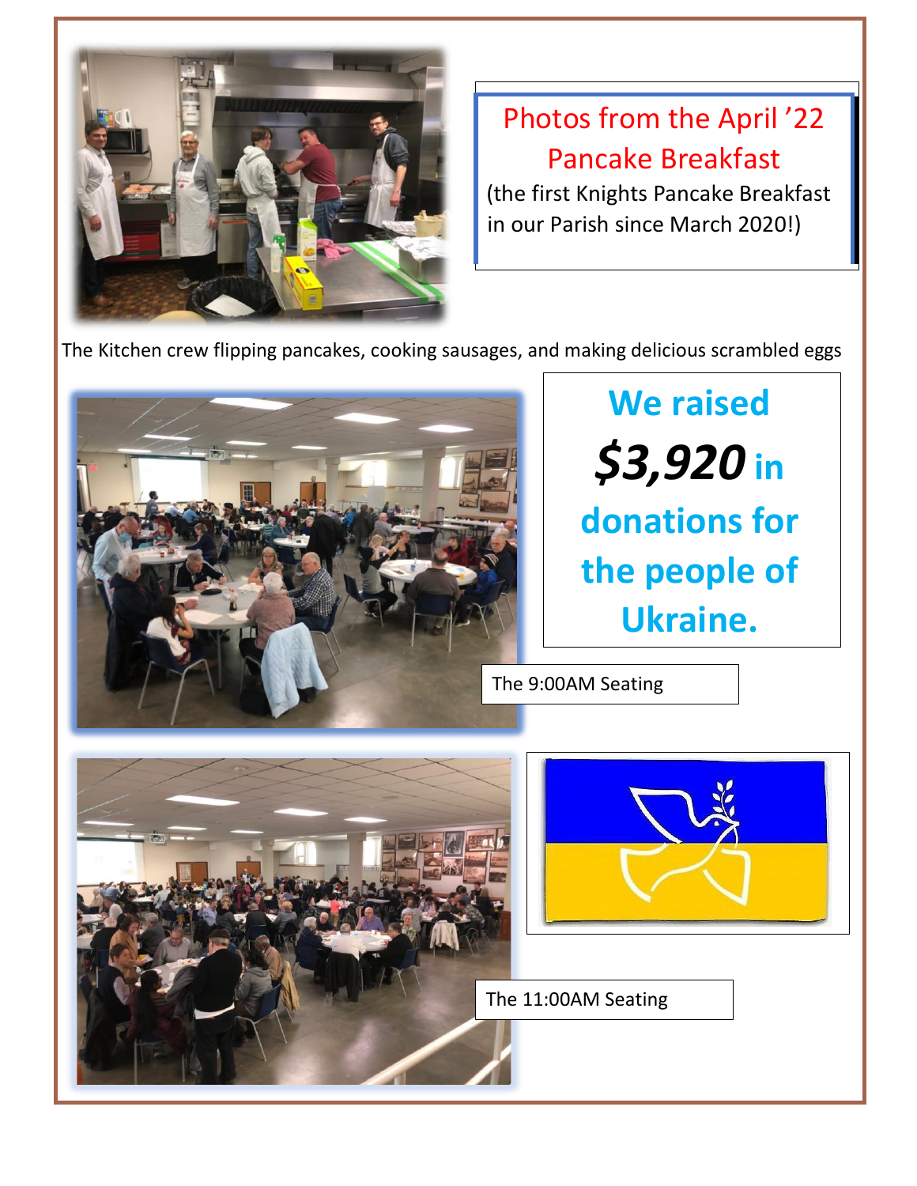## Photos from the April '22 Pancake Breakfast

(the first Knights Pancake Breakfast in our Parish since March 2020!)

The Kitchen crew flipping pancakes, cooking sausages, and making delicious scrambled eggs

**We raised *$3,920* in donations for the people of Ukraine.**

The 9:00AM Seating

The 11:00AM Seating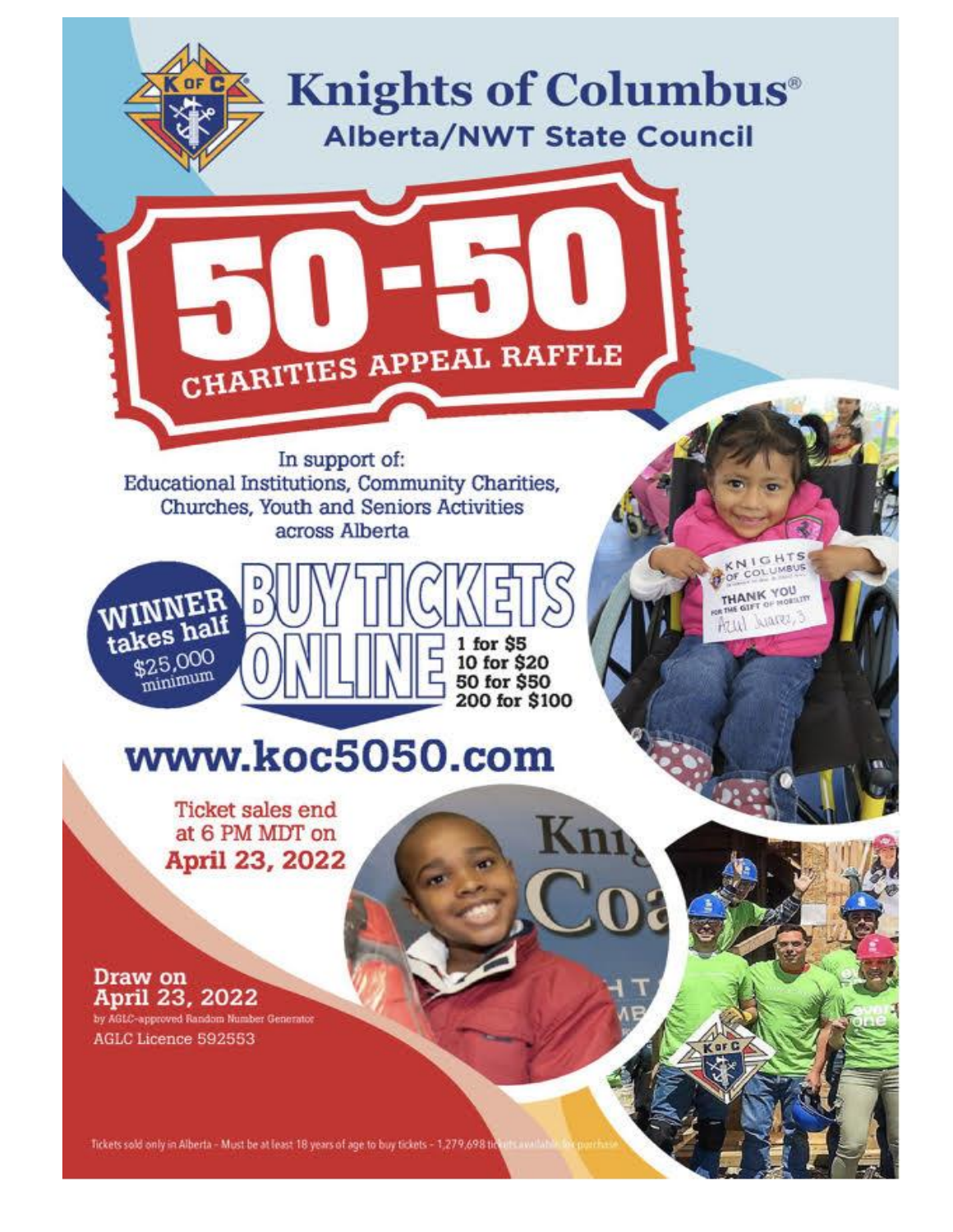# Knights of Columbus®

## Alberta/NWT State Council

# 50-50

## CHARITIES APPEAL RAFFLE

In support of:
Educational Institutions, Community Charities, Churches, Youth and Seniors Activities across Alberta

**WINNER takes half**
$25,000 minimum

# BUY TICKETS ONLINE

- 1 for $5
- 10 for $20
- 50 for $50
- 200 for $100

## www.koc5050.com

Ticket sales end at 6 PM MDT on **April 23, 2022**

**Draw on April 23, 2022**
by AGLC-approved Random Number Generator
AGLC Licence 592553

Tickets sold only in Alberta - Must be at least 18 years of age to buy tickets - 1,279,698 tickets available for purchase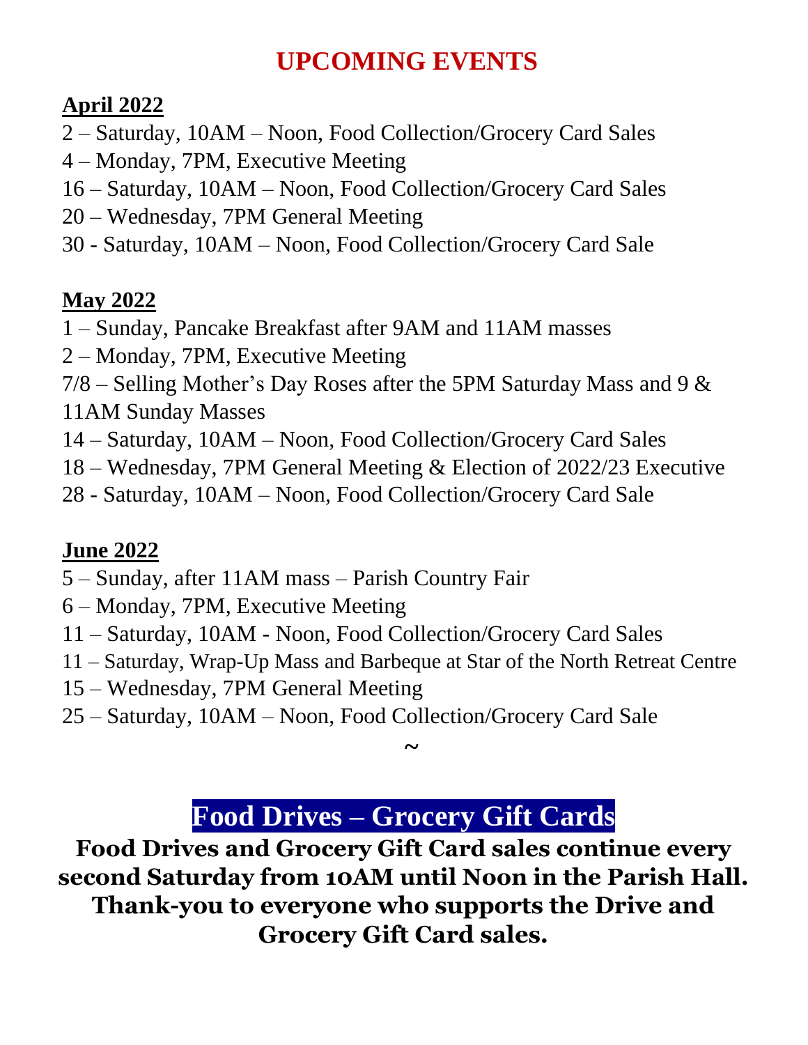# UPCOMING EVENTS

**April 2022**

2 – Saturday, 10AM – Noon, Food Collection/Grocery Card Sales
4 – Monday, 7PM, Executive Meeting
16 – Saturday, 10AM – Noon, Food Collection/Grocery Card Sales
20 – Wednesday, 7PM General Meeting
30 - Saturday, 10AM – Noon, Food Collection/Grocery Card Sale

**May 2022**

1 – Sunday, Pancake Breakfast after 9AM and 11AM masses
2 – Monday, 7PM, Executive Meeting
7/8 – Selling Mother's Day Roses after the 5PM Saturday Mass and 9 & 11AM Sunday Masses
14 – Saturday, 10AM – Noon, Food Collection/Grocery Card Sales
18 – Wednesday, 7PM General Meeting & Election of 2022/23 Executive
28 - Saturday, 10AM – Noon, Food Collection/Grocery Card Sale

**June 2022**

5 – Sunday, after 11AM mass – Parish Country Fair
6 – Monday, 7PM, Executive Meeting
11 – Saturday, 10AM - Noon, Food Collection/Grocery Card Sales
11 – Saturday, Wrap-Up Mass and Barbeque at Star of the North Retreat Centre
15 – Wednesday, 7PM General Meeting
25 – Saturday, 10AM – Noon, Food Collection/Grocery Card Sale

~

## Food Drives – Grocery Gift Cards

**Food Drives and Grocery Gift Card sales continue every second Saturday from 10AM until Noon in the Parish Hall. Thank-you to everyone who supports the Drive and Grocery Gift Card sales.**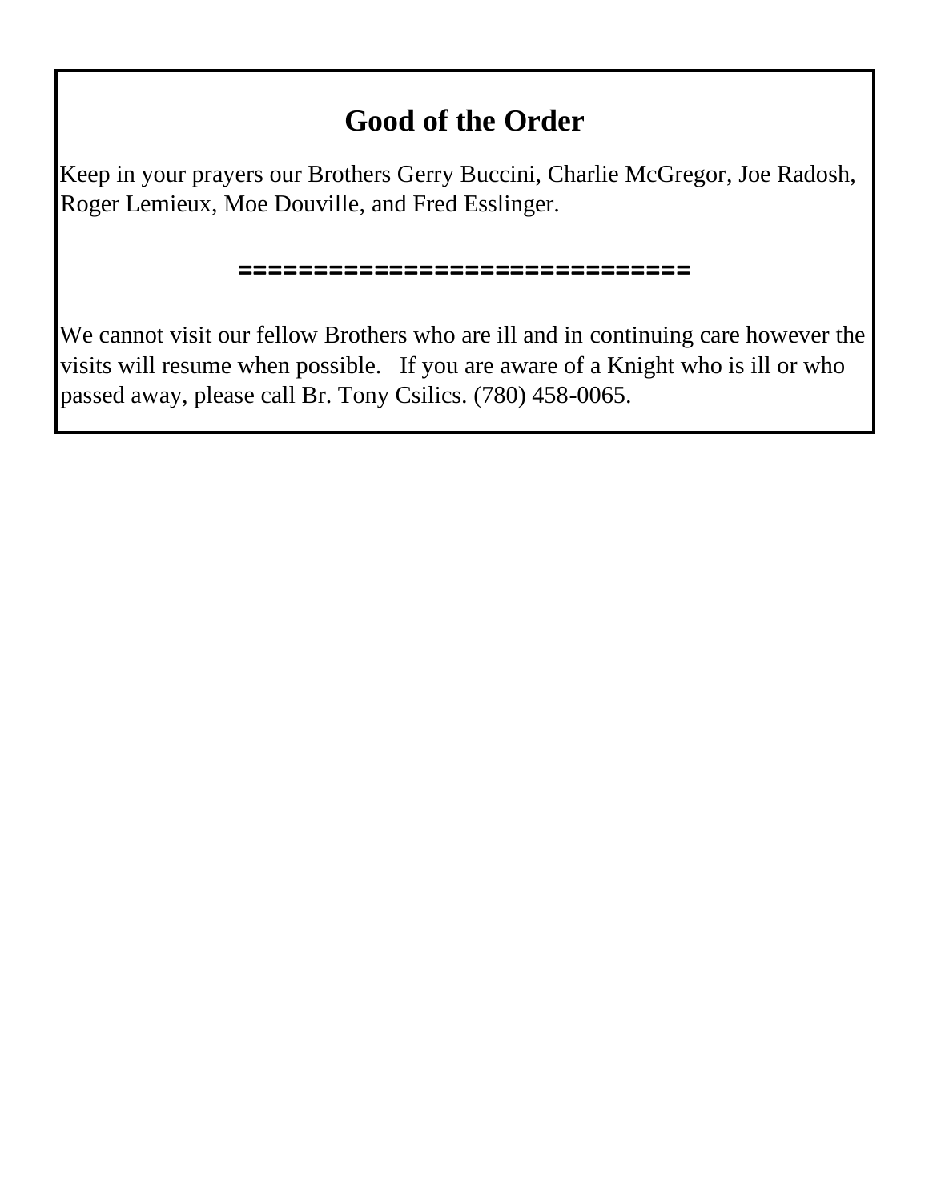## Good of the Order

Keep in your prayers our Brothers Gerry Buccini, Charlie McGregor, Joe Radosh, Roger Lemieux, Moe Douville, and Fred Esslinger.

==============================

We cannot visit our fellow Brothers who are ill and in continuing care however the visits will resume when possible. If you are aware of a Knight who is ill or who passed away, please call Br. Tony Csilics. (780) 458-0065.